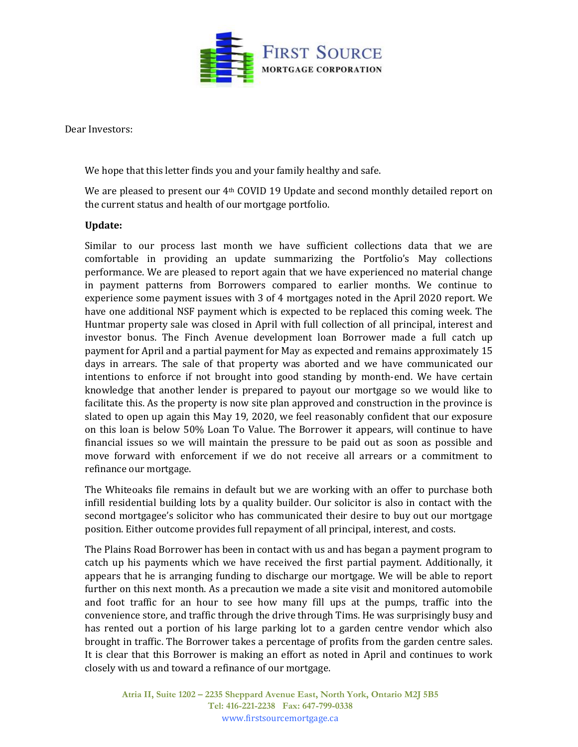FIRST SOURCE
MORTGAGE CORPORATION

Dear Investors:

We hope that this letter finds you and your family healthy and safe.

We are pleased to present our 4th COVID 19 Update and second monthly detailed report on the current status and health of our mortgage portfolio.

**Update:**

Similar to our process last month we have sufficient collections data that we are comfortable in providing an update summarizing the Portfolio's May collections performance. We are pleased to report again that we have experienced no material change in payment patterns from Borrowers compared to earlier months. We continue to experience some payment issues with 3 of 4 mortgages noted in the April 2020 report. We have one additional NSF payment which is expected to be replaced this coming week. The Huntmar property sale was closed in April with full collection of all principal, interest and investor bonus. The Finch Avenue development loan Borrower made a full catch up payment for April and a partial payment for May as expected and remains approximately 15 days in arrears. The sale of that property was aborted and we have communicated our intentions to enforce if not brought into good standing by month-end. We have certain knowledge that another lender is prepared to payout our mortgage so we would like to facilitate this. As the property is now site plan approved and construction in the province is slated to open up again this May 19, 2020, we feel reasonably confident that our exposure on this loan is below 50% Loan To Value. The Borrower it appears, will continue to have financial issues so we will maintain the pressure to be paid out as soon as possible and move forward with enforcement if we do not receive all arrears or a commitment to refinance our mortgage.

The Whiteoaks file remains in default but we are working with an offer to purchase both infill residential building lots by a quality builder. Our solicitor is also in contact with the second mortgagee's solicitor who has communicated their desire to buy out our mortgage position. Either outcome provides full repayment of all principal, interest, and costs.

The Plains Road Borrower has been in contact with us and has began a payment program to catch up his payments which we have received the first partial payment. Additionally, it appears that he is arranging funding to discharge our mortgage. We will be able to report further on this next month. As a precaution we made a site visit and monitored automobile and foot traffic for an hour to see how many fill ups at the pumps, traffic into the convenience store, and traffic through the drive through Tims. He was surprisingly busy and has rented out a portion of his large parking lot to a garden centre vendor which also brought in traffic. The Borrower takes a percentage of profits from the garden centre sales. It is clear that this Borrower is making an effort as noted in April and continues to work closely with us and toward a refinance of our mortgage.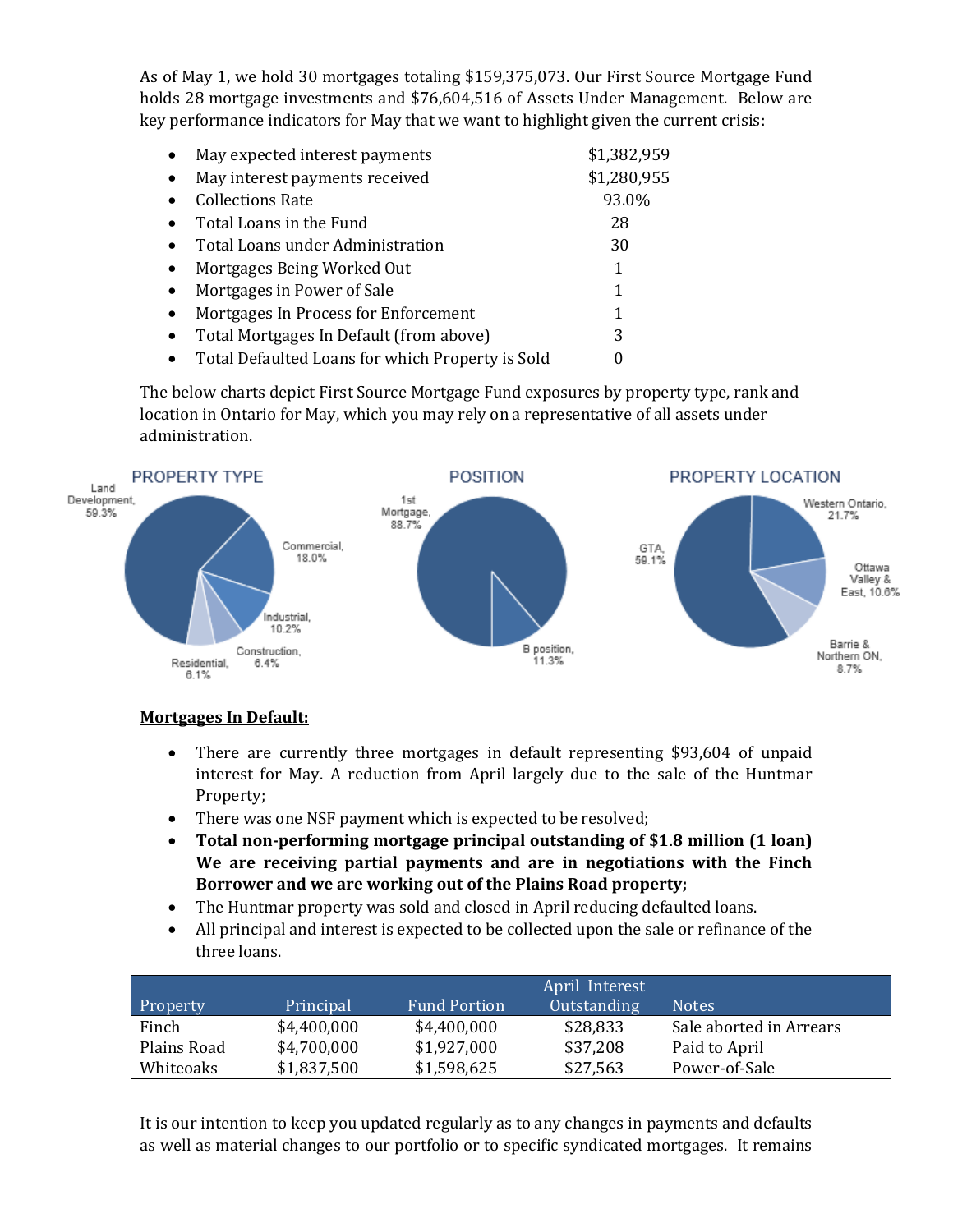As of May 1, we hold 30 mortgages totaling $159,375,073. Our First Source Mortgage Fund holds 28 mortgage investments and $76,604,516 of Assets Under Management. Below are key performance indicators for May that we want to highlight given the current crisis:

- May expected interest payments $1,382,959
- May interest payments received $1,280,955
- Collections Rate 93.0%
- Total Loans in the Fund 28
- Total Loans under Administration 30
- Mortgages Being Worked Out 1
- Mortgages in Power of Sale 1
- Mortgages In Process for Enforcement 1
- Total Mortgages In Default (from above) 3
- Total Defaulted Loans for which Property is Sold 0

The below charts depict First Source Mortgage Fund exposures by property type, rank and location in Ontario for May, which you may rely on a representative of all assets under administration.

**PROPERTY TYPE**

- Land Development, 59.3%
- Commercial, 18.0%
- Industrial, 10.2%
- Construction, 6.4%
- Residential, 6.1%

**POSITION**

- 1st Mortgage, 88.7%
- B position, 11.3%

**PROPERTY LOCATION**

- GTA, 59.1%
- Western Ontario, 21.7%
- Ottawa Valley & East, 10.6%
- Barrie & Northern ON, 8.7%

**Mortgages In Default:**

- There are currently three mortgages in default representing $93,604 of unpaid interest for May. A reduction from April largely due to the sale of the Huntmar Property;
- There was one NSF payment which is expected to be resolved;
- **Total non-performing mortgage principal outstanding of $1.8 million (1 loan) We are receiving partial payments and are in negotiations with the Finch Borrower and we are working out of the Plains Road property;**
- The Huntmar property was sold and closed in April reducing defaulted loans.
- All principal and interest is expected to be collected upon the sale or refinance of the three loans.

| Property | Principal | Fund Portion | April Interest Outstanding | Notes |
|---|---|---|---|---|
| Finch | $4,400,000 | $4,400,000 | $28,833 | Sale aborted in Arrears |
| Plains Road | $4,700,000 | $1,927,000 | $37,208 | Paid to April |
| Whiteoaks | $1,837,500 | $1,598,625 | $27,563 | Power-of-Sale |

It is our intention to keep you updated regularly as to any changes in payments and defaults as well as material changes to our portfolio or to specific syndicated mortgages. It remains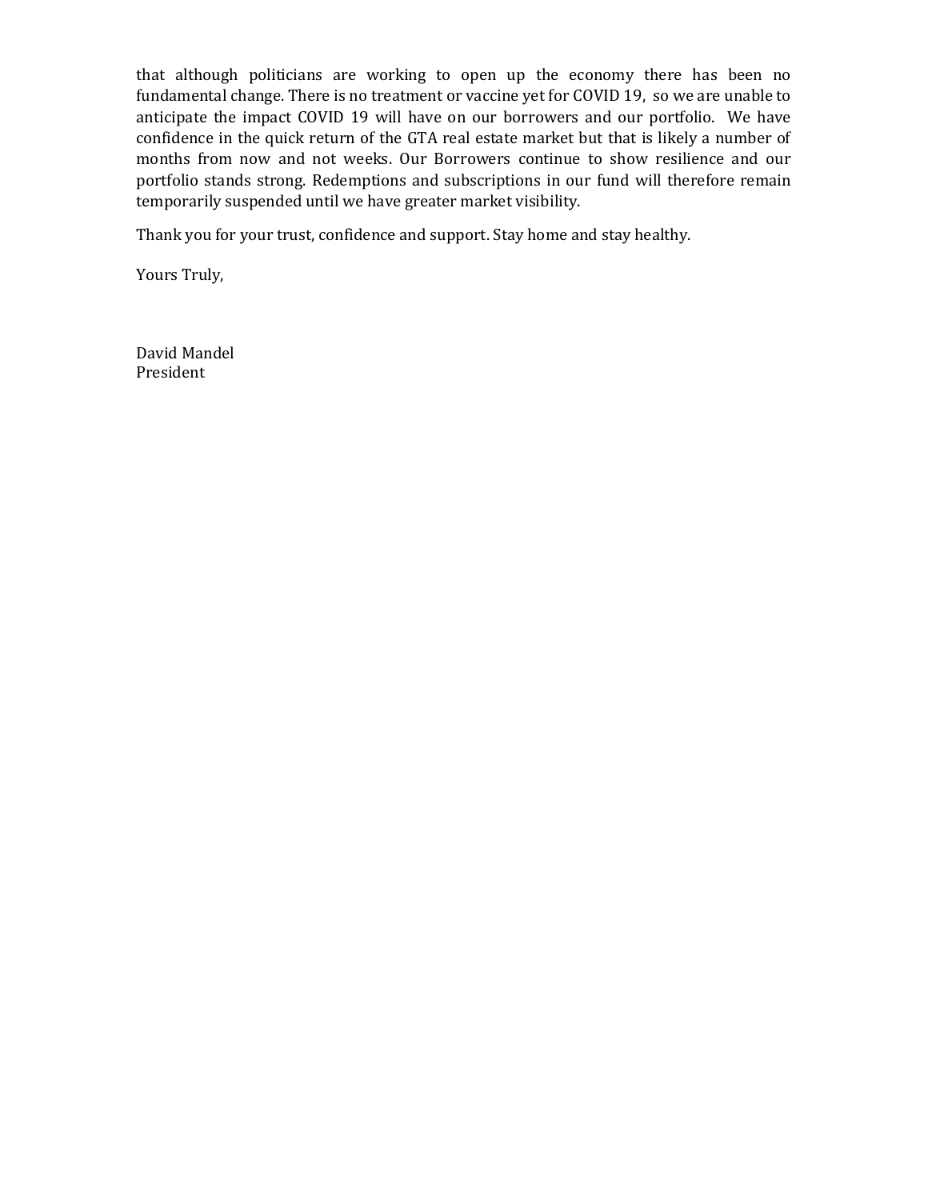that although politicians are working to open up the economy there has been no fundamental change. There is no treatment or vaccine yet for COVID 19, so we are unable to anticipate the impact COVID 19 will have on our borrowers and our portfolio. We have confidence in the quick return of the GTA real estate market but that is likely a number of months from now and not weeks. Our Borrowers continue to show resilience and our portfolio stands strong. Redemptions and subscriptions in our fund will therefore remain temporarily suspended until we have greater market visibility.

Thank you for your trust, confidence and support. Stay home and stay healthy.

Yours Truly,

David Mandel
President